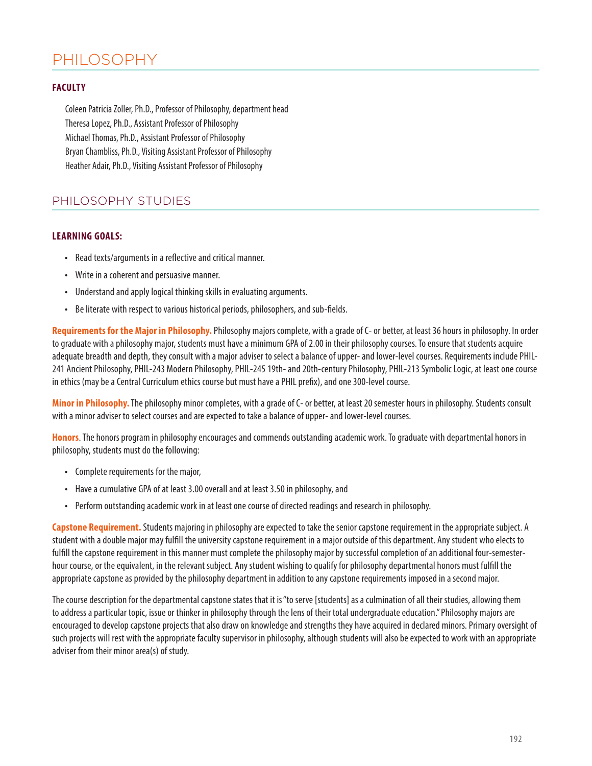# PHILOSOPHY

### FACULTY

Coleen Patricia Zoller, Ph.D., Professor of Philosophy, department head
Theresa Lopez, Ph.D., Assistant Professor of Philosophy
Michael Thomas, Ph.D., Assistant Professor of Philosophy
Bryan Chambliss, Ph.D., Visiting Assistant Professor of Philosophy
Heather Adair, Ph.D., Visiting Assistant Professor of Philosophy

## PHILOSOPHY STUDIES

### LEARNING GOALS:

- Read texts/arguments in a reflective and critical manner.
- Write in a coherent and persuasive manner.
- Understand and apply logical thinking skills in evaluating arguments.
- Be literate with respect to various historical periods, philosophers, and sub-fields.

**Requirements for the Major in Philosophy.** Philosophy majors complete, with a grade of C- or better, at least 36 hours in philosophy. In order to graduate with a philosophy major, students must have a minimum GPA of 2.00 in their philosophy courses. To ensure that students acquire adequate breadth and depth, they consult with a major adviser to select a balance of upper- and lower-level courses. Requirements include PHIL-241 Ancient Philosophy, PHIL-243 Modern Philosophy, PHIL-245 19th- and 20th-century Philosophy, PHIL-213 Symbolic Logic, at least one course in ethics (may be a Central Curriculum ethics course but must have a PHIL prefix), and one 300-level course.

**Minor in Philosophy.** The philosophy minor completes, with a grade of C- or better, at least 20 semester hours in philosophy. Students consult with a minor adviser to select courses and are expected to take a balance of upper- and lower-level courses.

**Honors**. The honors program in philosophy encourages and commends outstanding academic work. To graduate with departmental honors in philosophy, students must do the following:

- Complete requirements for the major,
- Have a cumulative GPA of at least 3.00 overall and at least 3.50 in philosophy, and
- Perform outstanding academic work in at least one course of directed readings and research in philosophy.

**Capstone Requirement.** Students majoring in philosophy are expected to take the senior capstone requirement in the appropriate subject. A student with a double major may fulfill the university capstone requirement in a major outside of this department. Any student who elects to fulfill the capstone requirement in this manner must complete the philosophy major by successful completion of an additional four-semester-hour course, or the equivalent, in the relevant subject. Any student wishing to qualify for philosophy departmental honors must fulfill the appropriate capstone as provided by the philosophy department in addition to any capstone requirements imposed in a second major.

The course description for the departmental capstone states that it is "to serve [students] as a culmination of all their studies, allowing them to address a particular topic, issue or thinker in philosophy through the lens of their total undergraduate education." Philosophy majors are encouraged to develop capstone projects that also draw on knowledge and strengths they have acquired in declared minors. Primary oversight of such projects will rest with the appropriate faculty supervisor in philosophy, although students will also be expected to work with an appropriate adviser from their minor area(s) of study.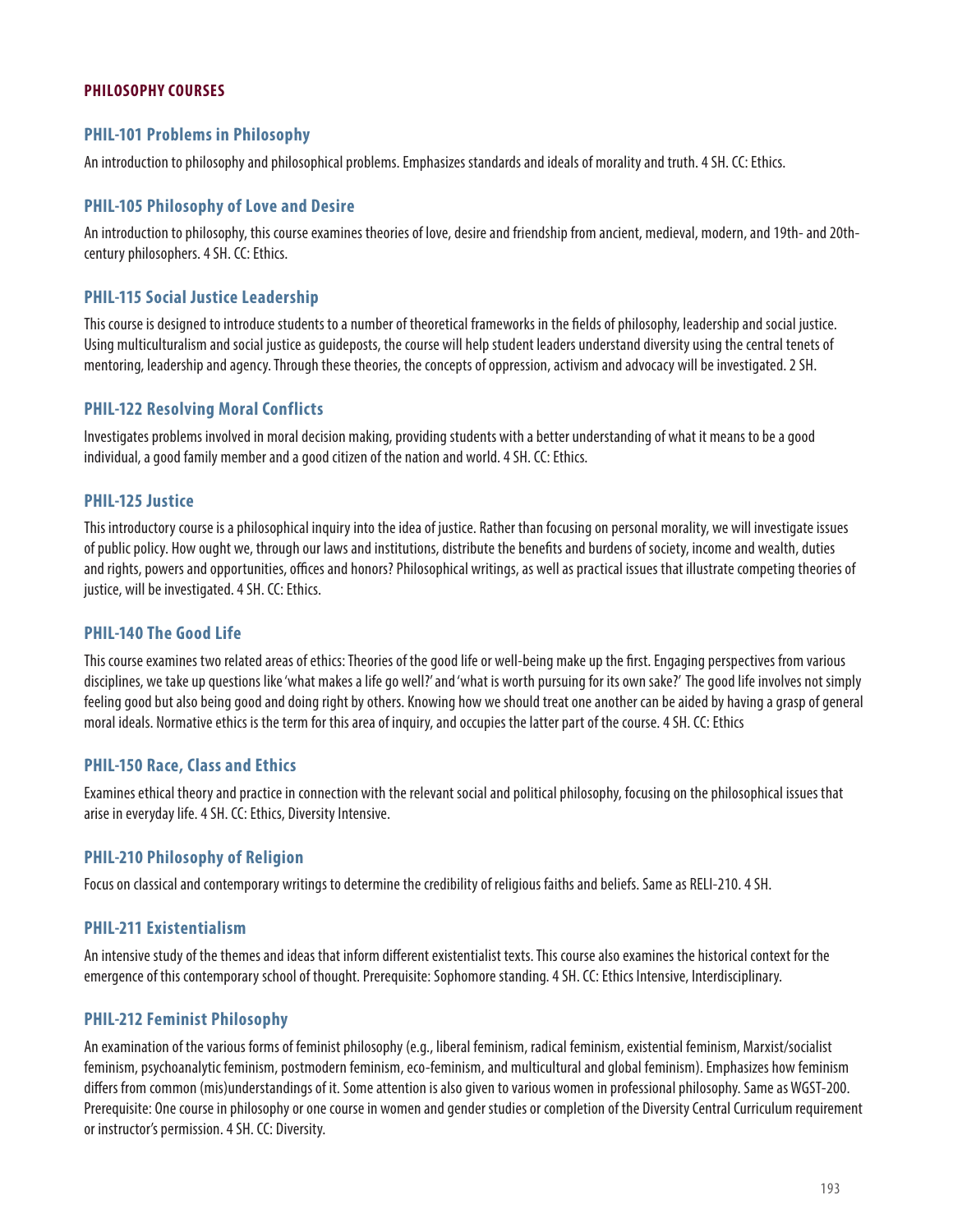## PHILOSOPHY COURSES

### PHIL-101 Problems in Philosophy

An introduction to philosophy and philosophical problems. Emphasizes standards and ideals of morality and truth. 4 SH. CC: Ethics.

### PHIL-105 Philosophy of Love and Desire

An introduction to philosophy, this course examines theories of love, desire and friendship from ancient, medieval, modern, and 19th- and 20th-century philosophers. 4 SH. CC: Ethics.

### PHIL-115 Social Justice Leadership

This course is designed to introduce students to a number of theoretical frameworks in the fields of philosophy, leadership and social justice. Using multiculturalism and social justice as guideposts, the course will help student leaders understand diversity using the central tenets of mentoring, leadership and agency. Through these theories, the concepts of oppression, activism and advocacy will be investigated. 2 SH.

### PHIL-122 Resolving Moral Conflicts

Investigates problems involved in moral decision making, providing students with a better understanding of what it means to be a good individual, a good family member and a good citizen of the nation and world. 4 SH. CC: Ethics.

### PHIL-125 Justice

This introductory course is a philosophical inquiry into the idea of justice. Rather than focusing on personal morality, we will investigate issues of public policy. How ought we, through our laws and institutions, distribute the benefits and burdens of society, income and wealth, duties and rights, powers and opportunities, offices and honors? Philosophical writings, as well as practical issues that illustrate competing theories of justice, will be investigated. 4 SH. CC: Ethics.

### PHIL-140 The Good Life

This course examines two related areas of ethics: Theories of the good life or well-being make up the first. Engaging perspectives from various disciplines, we take up questions like 'what makes a life go well?' and 'what is worth pursuing for its own sake?' The good life involves not simply feeling good but also being good and doing right by others. Knowing how we should treat one another can be aided by having a grasp of general moral ideals. Normative ethics is the term for this area of inquiry, and occupies the latter part of the course. 4 SH. CC: Ethics

### PHIL-150 Race, Class and Ethics

Examines ethical theory and practice in connection with the relevant social and political philosophy, focusing on the philosophical issues that arise in everyday life. 4 SH. CC: Ethics, Diversity Intensive.

### PHIL-210 Philosophy of Religion

Focus on classical and contemporary writings to determine the credibility of religious faiths and beliefs. Same as RELI-210. 4 SH.

### PHIL-211 Existentialism

An intensive study of the themes and ideas that inform different existentialist texts. This course also examines the historical context for the emergence of this contemporary school of thought. Prerequisite: Sophomore standing. 4 SH. CC: Ethics Intensive, Interdisciplinary.

### PHIL-212 Feminist Philosophy

An examination of the various forms of feminist philosophy (e.g., liberal feminism, radical feminism, existential feminism, Marxist/socialist feminism, psychoanalytic feminism, postmodern feminism, eco-feminism, and multicultural and global feminism). Emphasizes how feminism differs from common (mis)understandings of it. Some attention is also given to various women in professional philosophy. Same as WGST-200. Prerequisite: One course in philosophy or one course in women and gender studies or completion of the Diversity Central Curriculum requirement or instructor's permission. 4 SH. CC: Diversity.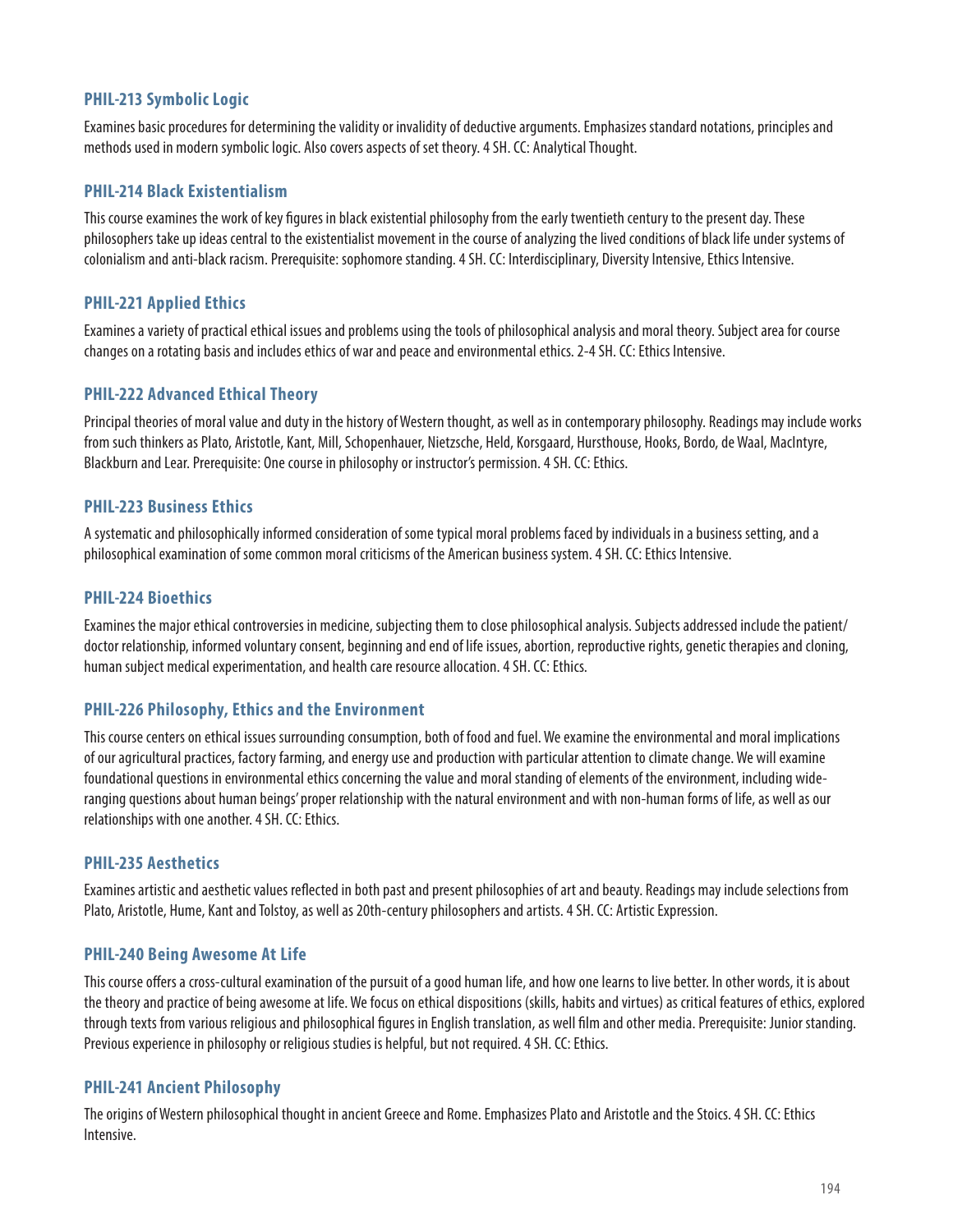### PHIL-213 Symbolic Logic

Examines basic procedures for determining the validity or invalidity of deductive arguments. Emphasizes standard notations, principles and methods used in modern symbolic logic. Also covers aspects of set theory. 4 SH. CC: Analytical Thought.

### PHIL-214 Black Existentialism

This course examines the work of key figures in black existential philosophy from the early twentieth century to the present day. These philosophers take up ideas central to the existentialist movement in the course of analyzing the lived conditions of black life under systems of colonialism and anti-black racism. Prerequisite: sophomore standing. 4 SH. CC: Interdisciplinary, Diversity Intensive, Ethics Intensive.

### PHIL-221 Applied Ethics

Examines a variety of practical ethical issues and problems using the tools of philosophical analysis and moral theory. Subject area for course changes on a rotating basis and includes ethics of war and peace and environmental ethics. 2-4 SH. CC: Ethics Intensive.

### PHIL-222 Advanced Ethical Theory

Principal theories of moral value and duty in the history of Western thought, as well as in contemporary philosophy. Readings may include works from such thinkers as Plato, Aristotle, Kant, Mill, Schopenhauer, Nietzsche, Held, Korsgaard, Hursthouse, Hooks, Bordo, de Waal, MacIntyre, Blackburn and Lear. Prerequisite: One course in philosophy or instructor's permission. 4 SH. CC: Ethics.

### PHIL-223 Business Ethics

A systematic and philosophically informed consideration of some typical moral problems faced by individuals in a business setting, and a philosophical examination of some common moral criticisms of the American business system. 4 SH. CC: Ethics Intensive.

### PHIL-224 Bioethics

Examines the major ethical controversies in medicine, subjecting them to close philosophical analysis. Subjects addressed include the patient/doctor relationship, informed voluntary consent, beginning and end of life issues, abortion, reproductive rights, genetic therapies and cloning, human subject medical experimentation, and health care resource allocation. 4 SH. CC: Ethics.

### PHIL-226 Philosophy, Ethics and the Environment

This course centers on ethical issues surrounding consumption, both of food and fuel. We examine the environmental and moral implications of our agricultural practices, factory farming, and energy use and production with particular attention to climate change. We will examine foundational questions in environmental ethics concerning the value and moral standing of elements of the environment, including wide-ranging questions about human beings' proper relationship with the natural environment and with non-human forms of life, as well as our relationships with one another. 4 SH. CC: Ethics.

### PHIL-235 Aesthetics

Examines artistic and aesthetic values reflected in both past and present philosophies of art and beauty. Readings may include selections from Plato, Aristotle, Hume, Kant and Tolstoy, as well as 20th-century philosophers and artists. 4 SH. CC: Artistic Expression.

### PHIL-240 Being Awesome At Life

This course offers a cross-cultural examination of the pursuit of a good human life, and how one learns to live better. In other words, it is about the theory and practice of being awesome at life. We focus on ethical dispositions (skills, habits and virtues) as critical features of ethics, explored through texts from various religious and philosophical figures in English translation, as well film and other media. Prerequisite: Junior standing. Previous experience in philosophy or religious studies is helpful, but not required. 4 SH. CC: Ethics.

### PHIL-241 Ancient Philosophy

The origins of Western philosophical thought in ancient Greece and Rome. Emphasizes Plato and Aristotle and the Stoics. 4 SH. CC: Ethics Intensive.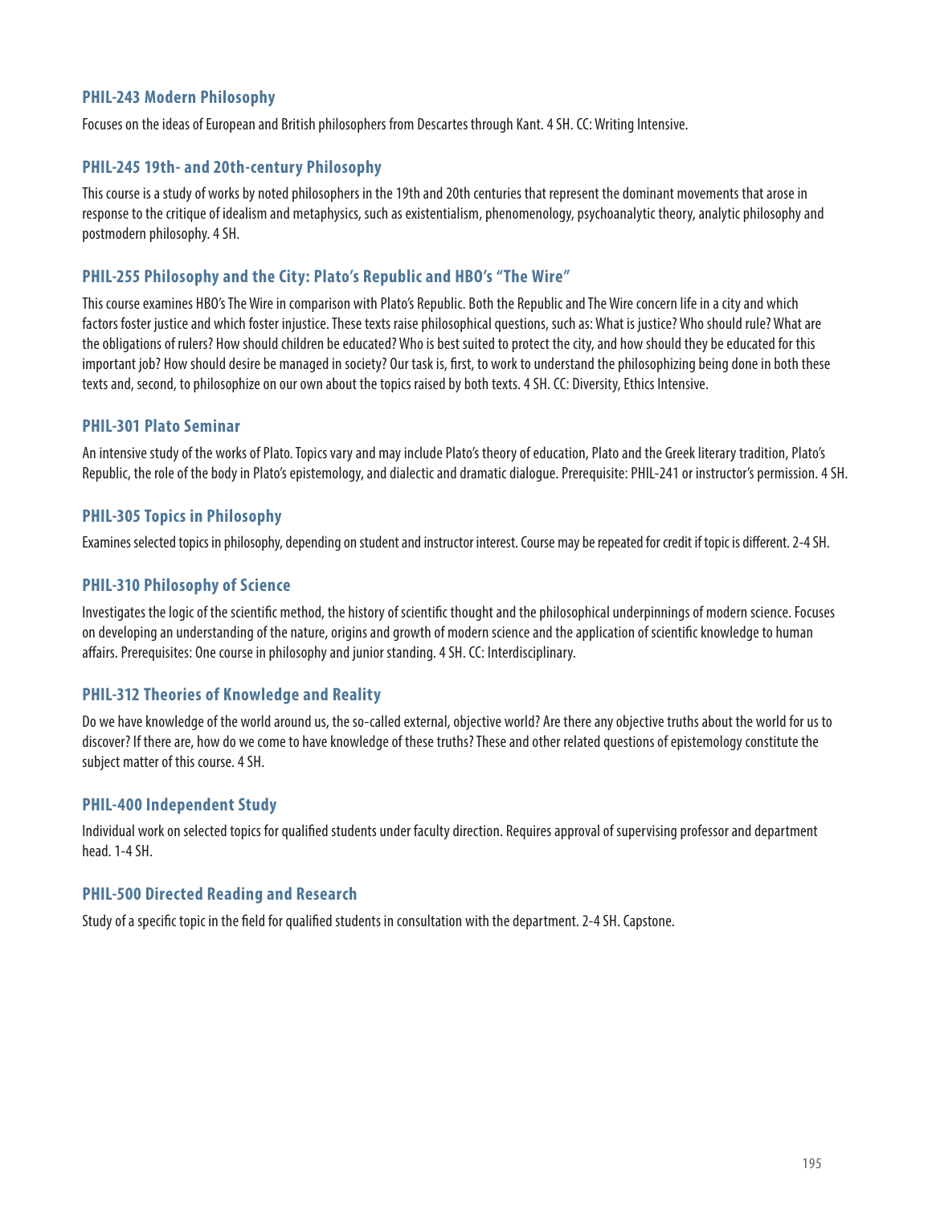### PHIL-243 Modern Philosophy

Focuses on the ideas of European and British philosophers from Descartes through Kant. 4 SH. CC: Writing Intensive.

### PHIL-245 19th- and 20th-century Philosophy

This course is a study of works by noted philosophers in the 19th and 20th centuries that represent the dominant movements that arose in response to the critique of idealism and metaphysics, such as existentialism, phenomenology, psychoanalytic theory, analytic philosophy and postmodern philosophy. 4 SH.

### PHIL-255 Philosophy and the City: Plato's Republic and HBO's "The Wire"

This course examines HBO's The Wire in comparison with Plato's Republic. Both the Republic and The Wire concern life in a city and which factors foster justice and which foster injustice. These texts raise philosophical questions, such as: What is justice? Who should rule? What are the obligations of rulers? How should children be educated? Who is best suited to protect the city, and how should they be educated for this important job? How should desire be managed in society? Our task is, first, to work to understand the philosophizing being done in both these texts and, second, to philosophize on our own about the topics raised by both texts. 4 SH. CC: Diversity, Ethics Intensive.

### PHIL-301 Plato Seminar

An intensive study of the works of Plato. Topics vary and may include Plato's theory of education, Plato and the Greek literary tradition, Plato's Republic, the role of the body in Plato's epistemology, and dialectic and dramatic dialogue. Prerequisite: PHIL-241 or instructor's permission. 4 SH.

### PHIL-305 Topics in Philosophy

Examines selected topics in philosophy, depending on student and instructor interest. Course may be repeated for credit if topic is different. 2-4 SH.

### PHIL-310 Philosophy of Science

Investigates the logic of the scientific method, the history of scientific thought and the philosophical underpinnings of modern science. Focuses on developing an understanding of the nature, origins and growth of modern science and the application of scientific knowledge to human affairs. Prerequisites: One course in philosophy and junior standing. 4 SH. CC: Interdisciplinary.

### PHIL-312 Theories of Knowledge and Reality

Do we have knowledge of the world around us, the so-called external, objective world? Are there any objective truths about the world for us to discover? If there are, how do we come to have knowledge of these truths? These and other related questions of epistemology constitute the subject matter of this course. 4 SH.

### PHIL-400 Independent Study

Individual work on selected topics for qualified students under faculty direction. Requires approval of supervising professor and department head. 1-4 SH.

### PHIL-500 Directed Reading and Research

Study of a specific topic in the field for qualified students in consultation with the department. 2-4 SH. Capstone.